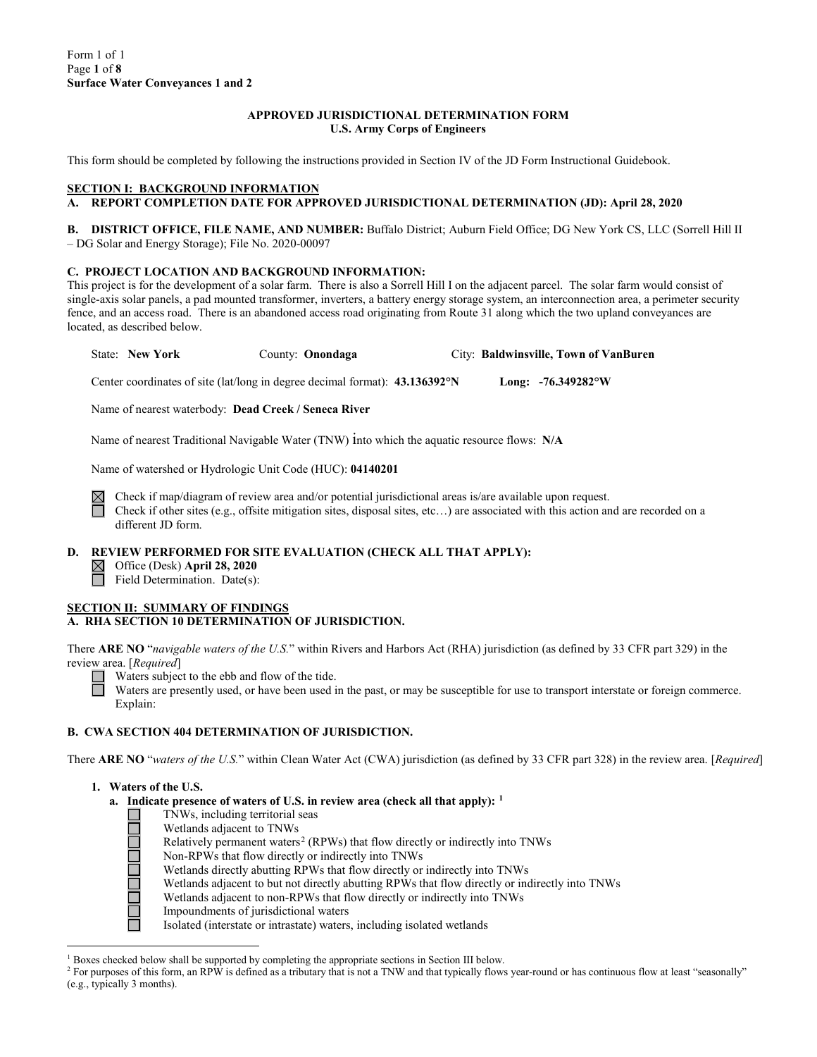Form 1 of 1
**Surface Water Conveyances 1 and 2**

## APPROVED JURISDICTIONAL DETERMINATION FORM
### U.S. Army Corps of Engineers

This form should be completed by following the instructions provided in Section IV of the JD Form Instructional Guidebook.

## SECTION I: BACKGROUND INFORMATION

**A. REPORT COMPLETION DATE FOR APPROVED JURISDICTIONAL DETERMINATION (JD): April 28, 2020**

**B. DISTRICT OFFICE, FILE NAME, AND NUMBER:** Buffalo District; Auburn Field Office; DG New York CS, LLC (Sorrell Hill II – DG Solar and Energy Storage); File No. 2020-00097

**C. PROJECT LOCATION AND BACKGROUND INFORMATION:**
This project is for the development of a solar farm. There is also a Sorrell Hill I on the adjacent parcel. The solar farm would consist of single-axis solar panels, a pad mounted transformer, inverters, a battery energy storage system, an interconnection area, a perimeter security fence, and an access road. There is an abandoned access road originating from Route 31 along which the two upland conveyances are located, as described below.

State: **New York** County: **Onondaga** City: **Baldwinsville, Town of VanBuren**

Center coordinates of site (lat/long in degree decimal format): **43.136392°N** Long: **-76.349282°W**

Name of nearest waterbody: **Dead Creek / Seneca River**

Name of nearest Traditional Navigable Water (TNW) into which the aquatic resource flows: **N/A**

Name of watershed or Hydrologic Unit Code (HUC): **04140201**

☒ Check if map/diagram of review area and/or potential jurisdictional areas is/are available upon request.
☐ Check if other sites (e.g., offsite mitigation sites, disposal sites, etc…) are associated with this action and are recorded on a different JD form.

**D. REVIEW PERFORMED FOR SITE EVALUATION (CHECK ALL THAT APPLY):**
☒ Office (Desk) **April 28, 2020**
☐ Field Determination. Date(s):

## SECTION II: SUMMARY OF FINDINGS

**A. RHA SECTION 10 DETERMINATION OF JURISDICTION.**

There **ARE NO** "*navigable waters of the U.S.*" within Rivers and Harbors Act (RHA) jurisdiction (as defined by 33 CFR part 329) in the review area. [*Required*]
☐ Waters subject to the ebb and flow of the tide.
☐ Waters are presently used, or have been used in the past, or may be susceptible for use to transport interstate or foreign commerce. Explain:

**B. CWA SECTION 404 DETERMINATION OF JURISDICTION.**

There **ARE NO** "*waters of the U.S.*" within Clean Water Act (CWA) jurisdiction (as defined by 33 CFR part 328) in the review area. [*Required*]

**1. Waters of the U.S.**

**a. Indicate presence of waters of U.S. in review area (check all that apply): [1]**
☐ TNWs, including territorial seas
☐ Wetlands adjacent to TNWs
☐ Relatively permanent waters[2] (RPWs) that flow directly or indirectly into TNWs
☐ Non-RPWs that flow directly or indirectly into TNWs
☐ Wetlands directly abutting RPWs that flow directly or indirectly into TNWs
☐ Wetlands adjacent to but not directly abutting RPWs that flow directly or indirectly into TNWs
☐ Wetlands adjacent to non-RPWs that flow directly or indirectly into TNWs
☐ Impoundments of jurisdictional waters
☐ Isolated (interstate or intrastate) waters, including isolated wetlands

---

[1] Boxes checked below shall be supported by completing the appropriate sections in Section III below.
[2] For purposes of this form, an RPW is defined as a tributary that is not a TNW and that typically flows year-round or has continuous flow at least "seasonally" (e.g., typically 3 months).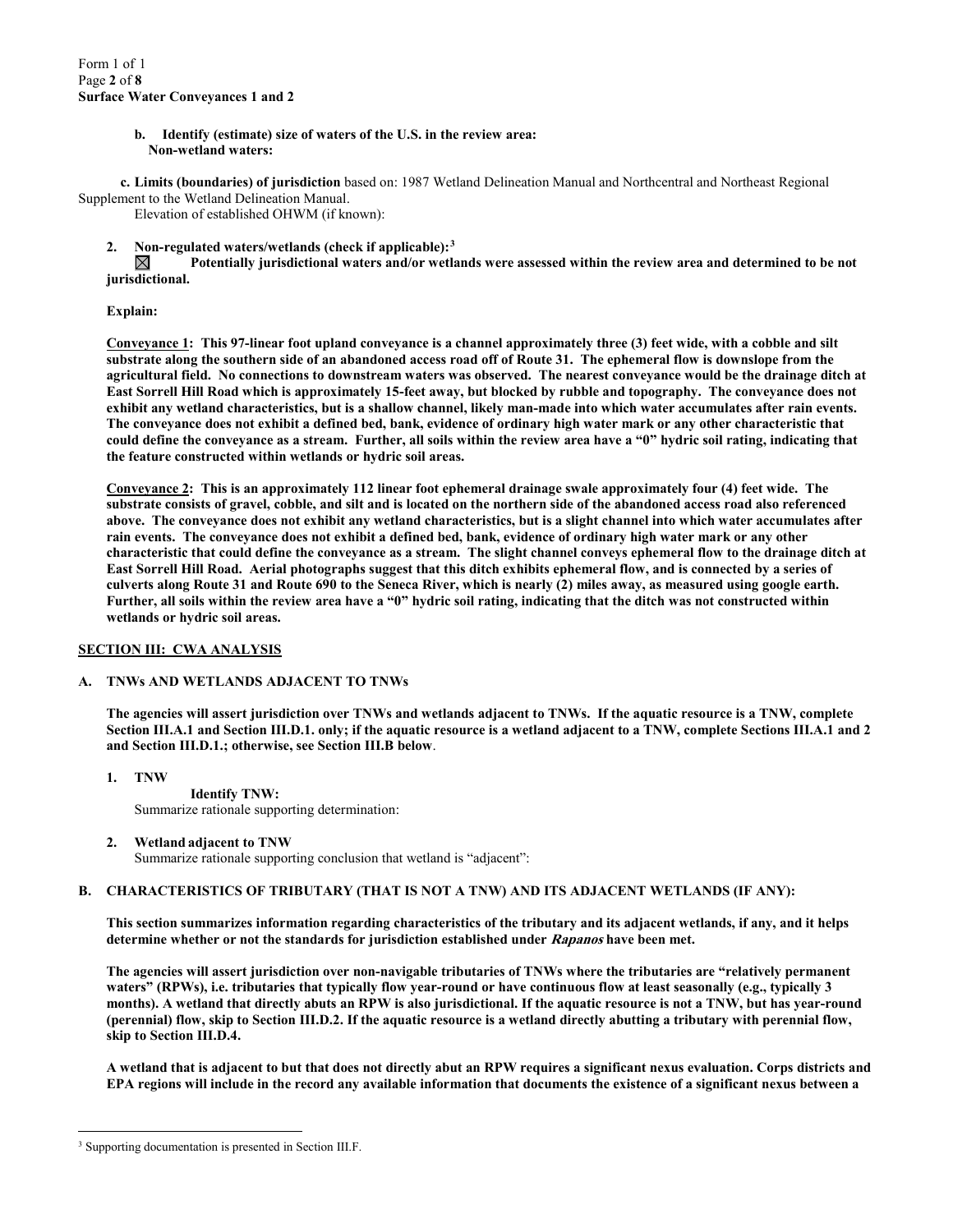**b. Identify (estimate) size of waters of the U.S. in the review area:**
**Non-wetland waters:**

**c. Limits (boundaries) of jurisdiction** based on: 1987 Wetland Delineation Manual and Northcentral and Northeast Regional Supplement to the Wetland Delineation Manual.
Elevation of established OHWM (if known):

**2. Non-regulated waters/wetlands (check if applicable):**[3]
☒ **Potentially jurisdictional waters and/or wetlands were assessed within the review area and determined to be not jurisdictional.**

**Explain:**

**<u>Conveyance 1</u>: This 97-linear foot upland conveyance is a channel approximately three (3) feet wide, with a cobble and silt substrate along the southern side of an abandoned access road off of Route 31. The ephemeral flow is downslope from the agricultural field. No connections to downstream waters was observed. The nearest conveyance would be the drainage ditch at East Sorrell Hill Road which is approximately 15-feet away, but blocked by rubble and topography. The conveyance does not exhibit any wetland characteristics, but is a shallow channel, likely man-made into which water accumulates after rain events. The conveyance does not exhibit a defined bed, bank, evidence of ordinary high water mark or any other characteristic that could define the conveyance as a stream. Further, all soils within the review area have a "0" hydric soil rating, indicating that the feature constructed within wetlands or hydric soil areas.**

**<u>Conveyance 2</u>: This is an approximately 112 linear foot ephemeral drainage swale approximately four (4) feet wide. The substrate consists of gravel, cobble, and silt and is located on the northern side of the abandoned access road also referenced above. The conveyance does not exhibit any wetland characteristics, but is a slight channel into which water accumulates after rain events. The conveyance does not exhibit a defined bed, bank, evidence of ordinary high water mark or any other characteristic that could define the conveyance as a stream. The slight channel conveys ephemeral flow to the drainage ditch at East Sorrell Hill Road. Aerial photographs suggest that this ditch exhibits ephemeral flow, and is connected by a series of culverts along Route 31 and Route 690 to the Seneca River, which is nearly (2) miles away, as measured using google earth. Further, all soils within the review area have a "0" hydric soil rating, indicating that the ditch was not constructed within wetlands or hydric soil areas.**

## SECTION III: CWA ANALYSIS

### A. TNWs AND WETLANDS ADJACENT TO TNWs

**The agencies will assert jurisdiction over TNWs and wetlands adjacent to TNWs. If the aquatic resource is a TNW, complete Section III.A.1 and Section III.D.1. only; if the aquatic resource is a wetland adjacent to a TNW, complete Sections III.A.1 and 2 and Section III.D.1.; otherwise, see Section III.B below**.

**1. TNW**
**Identify TNW:**
Summarize rationale supporting determination:

**2. Wetland adjacent to TNW**
Summarize rationale supporting conclusion that wetland is "adjacent":

### B. CHARACTERISTICS OF TRIBUTARY (THAT IS NOT A TNW) AND ITS ADJACENT WETLANDS (IF ANY):

**This section summarizes information regarding characteristics of the tributary and its adjacent wetlands, if any, and it helps determine whether or not the standards for jurisdiction established under *Rapanos* have been met.**

**The agencies will assert jurisdiction over non-navigable tributaries of TNWs where the tributaries are "relatively permanent waters" (RPWs), i.e. tributaries that typically flow year-round or have continuous flow at least seasonally (e.g., typically 3 months). A wetland that directly abuts an RPW is also jurisdictional. If the aquatic resource is not a TNW, but has year-round (perennial) flow, skip to Section III.D.2. If the aquatic resource is a wetland directly abutting a tributary with perennial flow, skip to Section III.D.4.**

**A wetland that is adjacent to but that does not directly abut an RPW requires a significant nexus evaluation. Corps districts and EPA regions will include in the record any available information that documents the existence of a significant nexus between a**

---

[3] Supporting documentation is presented in Section III.F.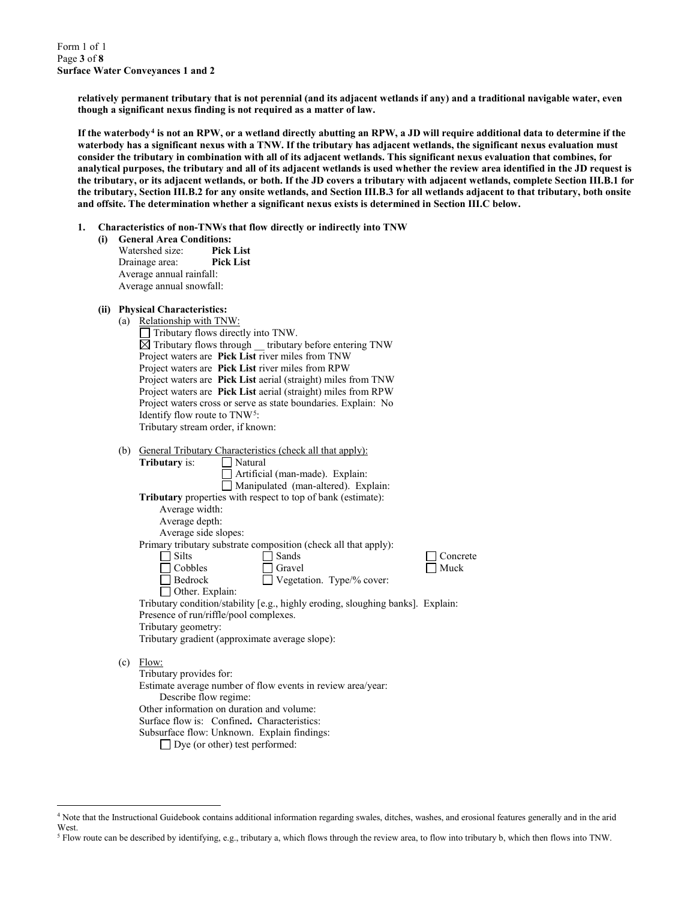**relatively permanent tributary that is not perennial (and its adjacent wetlands if any) and a traditional navigable water, even though a significant nexus finding is not required as a matter of law.**

**If the waterbody[4] is not an RPW, or a wetland directly abutting an RPW, a JD will require additional data to determine if the waterbody has a significant nexus with a TNW. If the tributary has adjacent wetlands, the significant nexus evaluation must consider the tributary in combination with all of its adjacent wetlands. This significant nexus evaluation that combines, for analytical purposes, the tributary and all of its adjacent wetlands is used whether the review area identified in the JD request is the tributary, or its adjacent wetlands, or both. If the JD covers a tributary with adjacent wetlands, complete Section III.B.1 for the tributary, Section III.B.2 for any onsite wetlands, and Section III.B.3 for all wetlands adjacent to that tributary, both onsite and offsite. The determination whether a significant nexus exists is determined in Section III.C below.**

**1. Characteristics of non-TNWs that flow directly or indirectly into TNW**

**(i) General Area Conditions:**

Watershed size: **Pick List**
Drainage area: **Pick List**
Average annual rainfall:
Average annual snowfall:

**(ii) Physical Characteristics:**

(a) Relationship with TNW:

☐ Tributary flows directly into TNW.
☒ Tributary flows through __ tributary before entering TNW
Project waters are **Pick List** river miles from TNW
Project waters are **Pick List** river miles from RPW
Project waters are **Pick List** aerial (straight) miles from TNW
Project waters are **Pick List** aerial (straight) miles from RPW
Project waters cross or serve as state boundaries. Explain: No
Identify flow route to TNW[5]:
Tributary stream order, if known:

(b) General Tributary Characteristics (check all that apply):

**Tributary** is: ☐ Natural
☐ Artificial (man-made). Explain:
☐ Manipulated (man-altered). Explain:

**Tributary** properties with respect to top of bank (estimate):
Average width:
Average depth:
Average side slopes:

Primary tributary substrate composition (check all that apply):
☐ Silts ☐ Sands ☐ Concrete
☐ Cobbles ☐ Gravel ☐ Muck
☐ Bedrock ☐ Vegetation. Type/% cover:
☐ Other. Explain:

Tributary condition/stability [e.g., highly eroding, sloughing banks]. Explain:
Presence of run/riffle/pool complexes.
Tributary geometry:
Tributary gradient (approximate average slope):

(c) Flow:

Tributary provides for:
Estimate average number of flow events in review area/year:
Describe flow regime:
Other information on duration and volume:
Surface flow is: Confined**.** Characteristics:
Subsurface flow: Unknown. Explain findings:
☐ Dye (or other) test performed:

---

[4] Note that the Instructional Guidebook contains additional information regarding swales, ditches, washes, and erosional features generally and in the arid West.

[5] Flow route can be described by identifying, e.g., tributary a, which flows through the review area, to flow into tributary b, which then flows into TNW.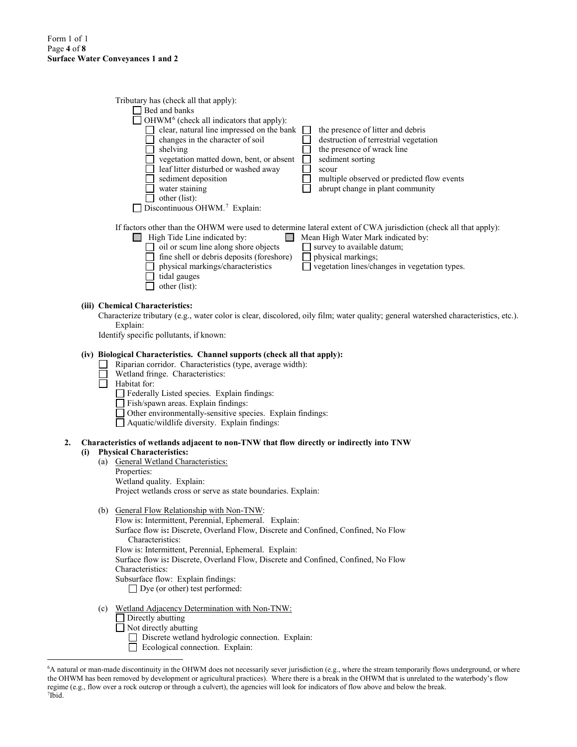Tributary has (check all that apply):

- ☐ Bed and banks
- ☐ OHWM[6] (check all indicators that apply):
  - ☐ clear, natural line impressed on the bank
  - ☐ changes in the character of soil
  - ☐ shelving
  - ☐ vegetation matted down, bent, or absent
  - ☐ leaf litter disturbed or washed away
  - ☐ sediment deposition
  - ☐ water staining
  - ☐ other (list):
  - ☐ the presence of litter and debris
  - ☐ destruction of terrestrial vegetation
  - ☐ the presence of wrack line
  - ☐ sediment sorting
  - ☐ scour
  - ☐ multiple observed or predicted flow events
  - ☐ abrupt change in plant community
- ☐ Discontinuous OHWM.[7] Explain:

If factors other than the OHWM were used to determine lateral extent of CWA jurisdiction (check all that apply):

- ☐ High Tide Line indicated by:
  - ☐ oil or scum line along shore objects
  - ☐ fine shell or debris deposits (foreshore)
  - ☐ physical markings/characteristics
  - ☐ tidal gauges
  - ☐ other (list):
- ☐ Mean High Water Mark indicated by:
  - ☐ survey to available datum;
  - ☐ physical markings;
  - ☐ vegetation lines/changes in vegetation types.

**(iii) Chemical Characteristics:**

Characterize tributary (e.g., water color is clear, discolored, oily film; water quality; general watershed characteristics, etc.). Explain:

Identify specific pollutants, if known:

**(iv) Biological Characteristics. Channel supports (check all that apply):**

- ☐ Riparian corridor. Characteristics (type, average width):
- ☐ Wetland fringe. Characteristics:
- ☐ Habitat for:
  - ☐ Federally Listed species. Explain findings:
  - ☐ Fish/spawn areas. Explain findings:
  - ☐ Other environmentally-sensitive species. Explain findings:
  - ☐ Aquatic/wildlife diversity. Explain findings:

**2. Characteristics of wetlands adjacent to non-TNW that flow directly or indirectly into TNW**

**(i) Physical Characteristics:**

(a) General Wetland Characteristics:

Properties:

Wetland quality. Explain:

Project wetlands cross or serve as state boundaries. Explain:

(b) General Flow Relationship with Non-TNW:

Flow is: Intermittent, Perennial, Ephemeral. Explain:

Surface flow is**:** Discrete, Overland Flow, Discrete and Confined, Confined, No Flow

Characteristics:

Flow is: Intermittent, Perennial, Ephemeral. Explain:

Surface flow is**:** Discrete, Overland Flow, Discrete and Confined, Confined, No Flow

Characteristics:

Subsurface flow: Explain findings:

- ☐ Dye (or other) test performed:

(c) Wetland Adjacency Determination with Non-TNW:

- ☐ Directly abutting
- ☐ Not directly abutting
  - ☐ Discrete wetland hydrologic connection. Explain:
  - ☐ Ecological connection. Explain:

---

[6]A natural or man-made discontinuity in the OHWM does not necessarily sever jurisdiction (e.g., where the stream temporarily flows underground, or where the OHWM has been removed by development or agricultural practices). Where there is a break in the OHWM that is unrelated to the waterbody's flow regime (e.g., flow over a rock outcrop or through a culvert), the agencies will look for indicators of flow above and below the break.

[7]Ibid.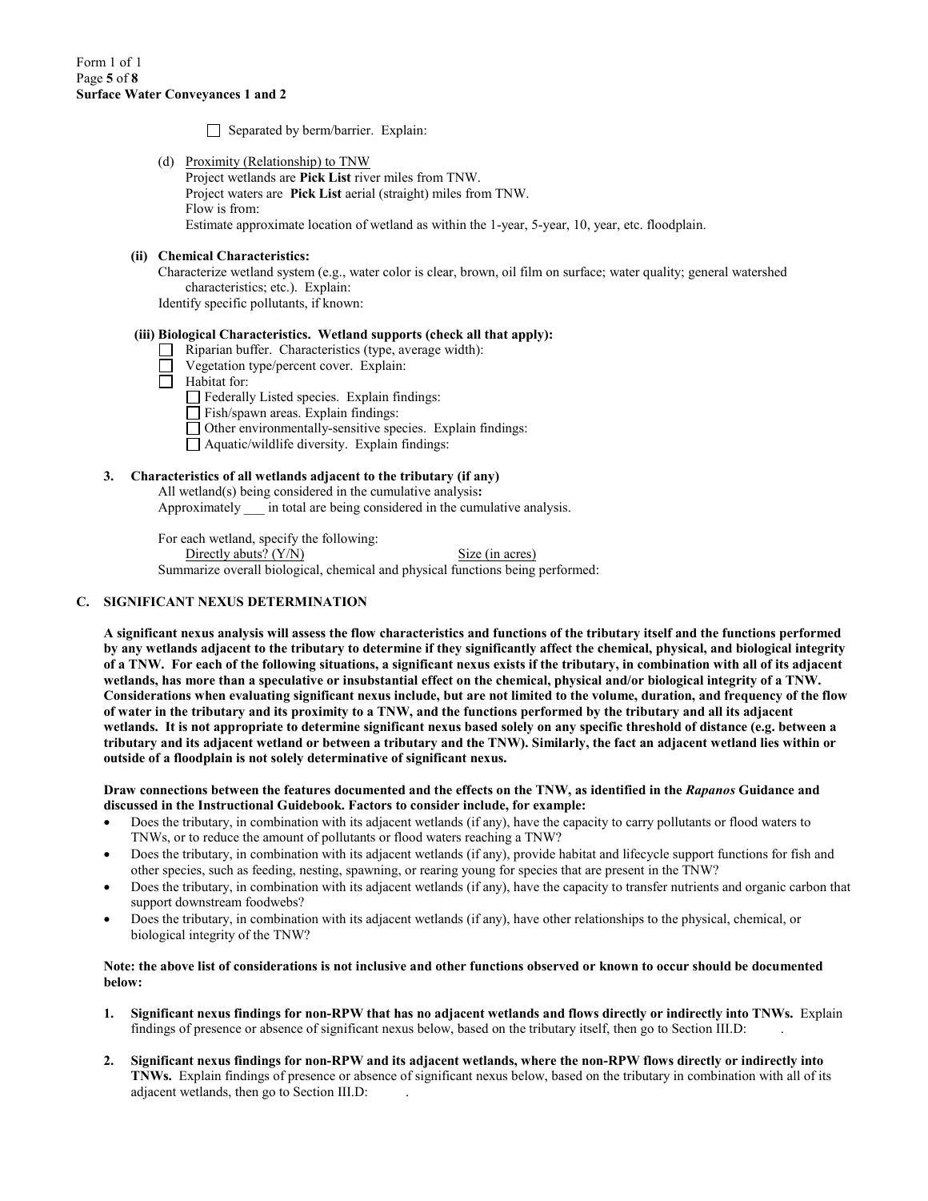☐ Separated by berm/barrier. Explain:

(d) Proximity (Relationship) to TNW
Project wetlands are **Pick List** river miles from TNW.
Project waters are **Pick List** aerial (straight) miles from TNW.
Flow is from:
Estimate approximate location of wetland as within the 1-year, 5-year, 10, year, etc. floodplain.

**(ii) Chemical Characteristics:**

Characterize wetland system (e.g., water color is clear, brown, oil film on surface; water quality; general watershed characteristics; etc.). Explain:
Identify specific pollutants, if known:

**(iii) Biological Characteristics. Wetland supports (check all that apply):**

- ☐ Riparian buffer. Characteristics (type, average width):
- ☐ Vegetation type/percent cover. Explain:
- ☐ Habitat for:
  - ☐ Federally Listed species. Explain findings:
  - ☐ Fish/spawn areas. Explain findings:
  - ☐ Other environmentally-sensitive species. Explain findings:
  - ☐ Aquatic/wildlife diversity. Explain findings:

**3. Characteristics of all wetlands adjacent to the tributary (if any)**

All wetland(s) being considered in the cumulative analysis**:**
Approximately ___ in total are being considered in the cumulative analysis.

For each wetland, specify the following:

| Directly abuts? (Y/N) | Size (in acres) |
|---|---|

Summarize overall biological, chemical and physical functions being performed:

## C. SIGNIFICANT NEXUS DETERMINATION

**A significant nexus analysis will assess the flow characteristics and functions of the tributary itself and the functions performed by any wetlands adjacent to the tributary to determine if they significantly affect the chemical, physical, and biological integrity of a TNW. For each of the following situations, a significant nexus exists if the tributary, in combination with all of its adjacent wetlands, has more than a speculative or insubstantial effect on the chemical, physical and/or biological integrity of a TNW. Considerations when evaluating significant nexus include, but are not limited to the volume, duration, and frequency of the flow of water in the tributary and its proximity to a TNW, and the functions performed by the tributary and all its adjacent wetlands. It is not appropriate to determine significant nexus based solely on any specific threshold of distance (e.g. between a tributary and its adjacent wetland or between a tributary and the TNW). Similarly, the fact an adjacent wetland lies within or outside of a floodplain is not solely determinative of significant nexus.**

**Draw connections between the features documented and the effects on the TNW, as identified in the *Rapanos* Guidance and discussed in the Instructional Guidebook. Factors to consider include, for example:**

- Does the tributary, in combination with its adjacent wetlands (if any), have the capacity to carry pollutants or flood waters to TNWs, or to reduce the amount of pollutants or flood waters reaching a TNW?
- Does the tributary, in combination with its adjacent wetlands (if any), provide habitat and lifecycle support functions for fish and other species, such as feeding, nesting, spawning, or rearing young for species that are present in the TNW?
- Does the tributary, in combination with its adjacent wetlands (if any), have the capacity to transfer nutrients and organic carbon that support downstream foodwebs?
- Does the tributary, in combination with its adjacent wetlands (if any), have other relationships to the physical, chemical, or biological integrity of the TNW?

**Note: the above list of considerations is not inclusive and other functions observed or known to occur should be documented below:**

1. **Significant nexus findings for non-RPW that has no adjacent wetlands and flows directly or indirectly into TNWs.** Explain findings of presence or absence of significant nexus below, based on the tributary itself, then go to Section III.D: .

2. **Significant nexus findings for non-RPW and its adjacent wetlands, where the non-RPW flows directly or indirectly into TNWs.** Explain findings of presence or absence of significant nexus below, based on the tributary in combination with all of its adjacent wetlands, then go to Section III.D: .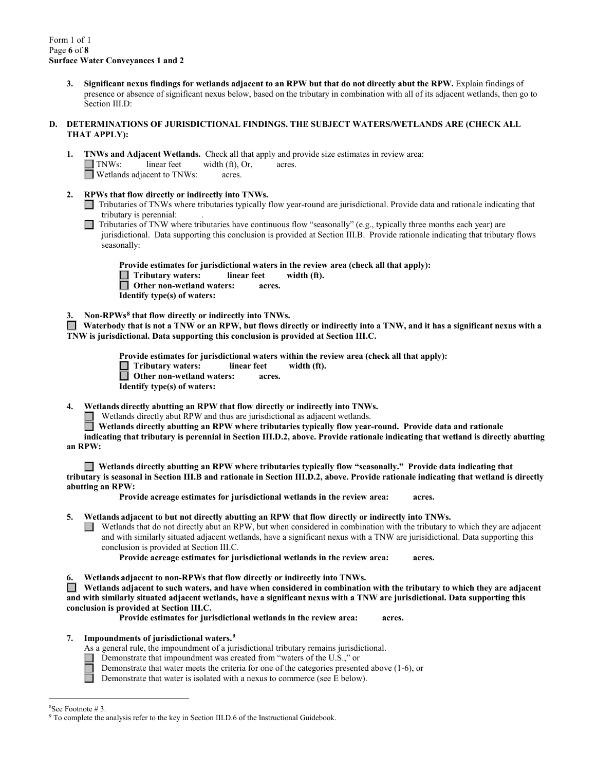Form 1 of 1
**Surface Water Conveyances 1 and 2**

3. **Significant nexus findings for wetlands adjacent to an RPW but that do not directly abut the RPW.** Explain findings of presence or absence of significant nexus below, based on the tributary in combination with all of its adjacent wetlands, then go to Section III.D:

**D. DETERMINATIONS OF JURISDICTIONAL FINDINGS. THE SUBJECT WATERS/WETLANDS ARE (CHECK ALL THAT APPLY):**

1. **TNWs and Adjacent Wetlands.** Check all that apply and provide size estimates in review area:
   - ☐ TNWs: linear feet width (ft), Or, acres.
   - ☐ Wetlands adjacent to TNWs: acres.

2. **RPWs that flow directly or indirectly into TNWs.**
   - ☐ Tributaries of TNWs where tributaries typically flow year-round are jurisdictional. Provide data and rationale indicating that tributary is perennial: .
   - ☐ Tributaries of TNW where tributaries have continuous flow "seasonally" (e.g., typically three months each year) are jurisdictional. Data supporting this conclusion is provided at Section III.B. Provide rationale indicating that tributary flows seasonally:

   **Provide estimates for jurisdictional waters in the review area (check all that apply):**
   - ☐ **Tributary waters: linear feet width (ft).**
   - ☐ **Other non-wetland waters: acres.**

   **Identify type(s) of waters:**

3. **Non-RPWs[8] that flow directly or indirectly into TNWs.**

☐ **Waterbody that is not a TNW or an RPW, but flows directly or indirectly into a TNW, and it has a significant nexus with a TNW is jurisdictional. Data supporting this conclusion is provided at Section III.C.**

   **Provide estimates for jurisdictional waters within the review area (check all that apply):**
   - ☐ **Tributary waters: linear feet width (ft).**
   - ☐ **Other non-wetland waters: acres.**

   **Identify type(s) of waters:**

4. **Wetlands directly abutting an RPW that flow directly or indirectly into TNWs.**
   - ☐ Wetlands directly abut RPW and thus are jurisdictional as adjacent wetlands.
   - ☐ **Wetlands directly abutting an RPW where tributaries typically flow year-round. Provide data and rationale indicating that tributary is perennial in Section III.D.2, above. Provide rationale indicating that wetland is directly abutting an RPW:**

   - ☐ **Wetlands directly abutting an RPW where tributaries typically flow "seasonally." Provide data indicating that tributary is seasonal in Section III.B and rationale in Section III.D.2, above. Provide rationale indicating that wetland is directly abutting an RPW:**

   **Provide acreage estimates for jurisdictional wetlands in the review area: acres.**

5. **Wetlands adjacent to but not directly abutting an RPW that flow directly or indirectly into TNWs.**
   - ☐ Wetlands that do not directly abut an RPW, but when considered in combination with the tributary to which they are adjacent and with similarly situated adjacent wetlands, have a significant nexus with a TNW are jurisidictional. Data supporting this conclusion is provided at Section III.C.

   **Provide acreage estimates for jurisdictional wetlands in the review area: acres.**

6. **Wetlands adjacent to non-RPWs that flow directly or indirectly into TNWs.**

☐ **Wetlands adjacent to such waters, and have when considered in combination with the tributary to which they are adjacent and with similarly situated adjacent wetlands, have a significant nexus with a TNW are jurisdictional. Data supporting this conclusion is provided at Section III.C.**

   **Provide estimates for jurisdictional wetlands in the review area: acres.**

7. **Impoundments of jurisdictional waters.[9]**

   As a general rule, the impoundment of a jurisdictional tributary remains jurisdictional.
   - ☐ Demonstrate that impoundment was created from "waters of the U.S.," or
   - ☐ Demonstrate that water meets the criteria for one of the categories presented above (1-6), or
   - ☐ Demonstrate that water is isolated with a nexus to commerce (see E below).

---

[8] See Footnote # 3.

[9] To complete the analysis refer to the key in Section III.D.6 of the Instructional Guidebook.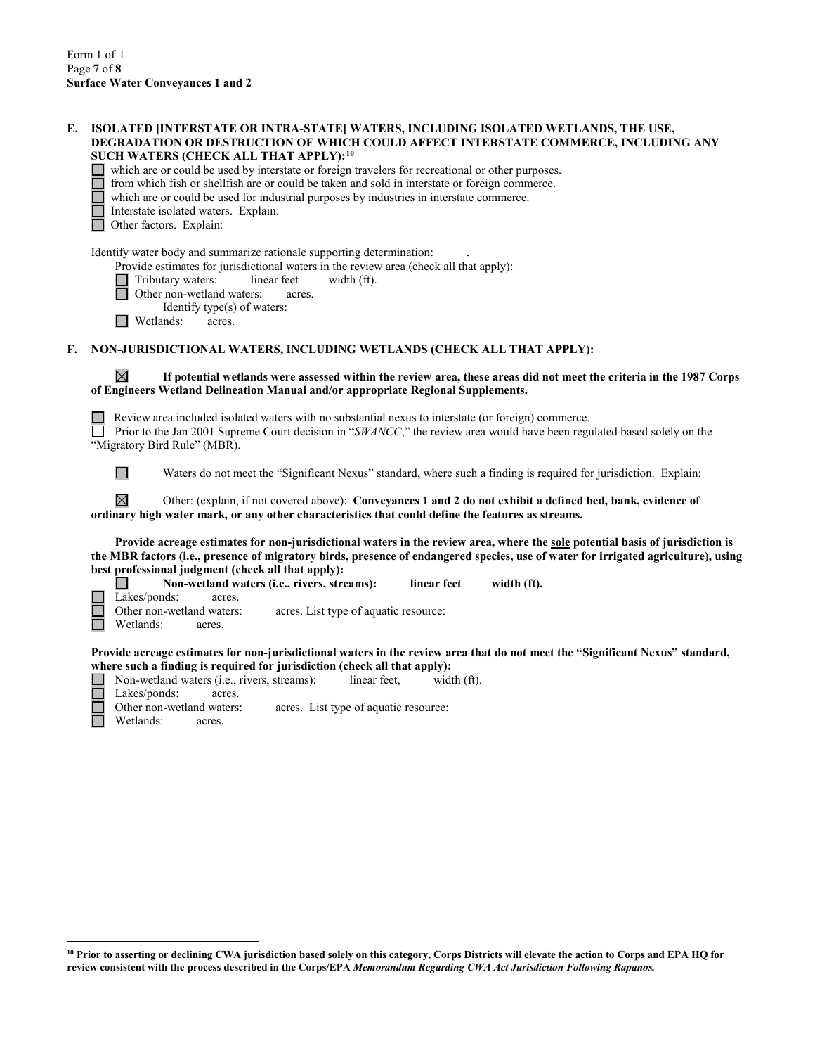**Surface Water Conveyances 1 and 2**

**E. ISOLATED [INTERSTATE OR INTRA-STATE] WATERS, INCLUDING ISOLATED WETLANDS, THE USE, DEGRADATION OR DESTRUCTION OF WHICH COULD AFFECT INTERSTATE COMMERCE, INCLUDING ANY SUCH WATERS (CHECK ALL THAT APPLY):[10]**

- ☐ which are or could be used by interstate or foreign travelers for recreational or other purposes.
- ☐ from which fish or shellfish are or could be taken and sold in interstate or foreign commerce.
- ☐ which are or could be used for industrial purposes by industries in interstate commerce.
- ☐ Interstate isolated waters. Explain:
- ☐ Other factors. Explain:

Identify water body and summarize rationale supporting determination: .

Provide estimates for jurisdictional waters in the review area (check all that apply):

- ☐ Tributary waters: linear feet width (ft).
- ☐ Other non-wetland waters: acres.
  - Identify type(s) of waters:
- ☐ Wetlands: acres.

**F. NON-JURISDICTIONAL WATERS, INCLUDING WETLANDS (CHECK ALL THAT APPLY):**

☒ **If potential wetlands were assessed within the review area, these areas did not meet the criteria in the 1987 Corps of Engineers Wetland Delineation Manual and/or appropriate Regional Supplements.**

☐ Review area included isolated waters with no substantial nexus to interstate (or foreign) commerce.

☐ Prior to the Jan 2001 Supreme Court decision in "*SWANCC*," the review area would have been regulated based solely on the "Migratory Bird Rule" (MBR).

☐ Waters do not meet the "Significant Nexus" standard, where such a finding is required for jurisdiction. Explain:

☒ Other: (explain, if not covered above): **Conveyances 1 and 2 do not exhibit a defined bed, bank, evidence of ordinary high water mark, or any other characteristics that could define the features as streams.**

**Provide acreage estimates for non-jurisdictional waters in the review area, where the sole potential basis of jurisdiction is the MBR factors (i.e., presence of migratory birds, presence of endangered species, use of water for irrigated agriculture), using best professional judgment (check all that apply):**

- ☐ **Non-wetland waters (i.e., rivers, streams): linear feet width (ft).**
- ☐ Lakes/ponds: acres.
- ☐ Other non-wetland waters: acres. List type of aquatic resource:
- ☐ Wetlands: acres.

**Provide acreage estimates for non-jurisdictional waters in the review area that do not meet the "Significant Nexus" standard, where such a finding is required for jurisdiction (check all that apply):**

- ☐ Non-wetland waters (i.e., rivers, streams): linear feet, width (ft).
- ☐ Lakes/ponds: acres.
- ☐ Other non-wetland waters: acres. List type of aquatic resource:
- ☐ Wetlands: acres.

---

[10] **Prior to asserting or declining CWA jurisdiction based solely on this category, Corps Districts will elevate the action to Corps and EPA HQ for review consistent with the process described in the Corps/EPA *Memorandum Regarding CWA Act Jurisdiction Following Rapanos.***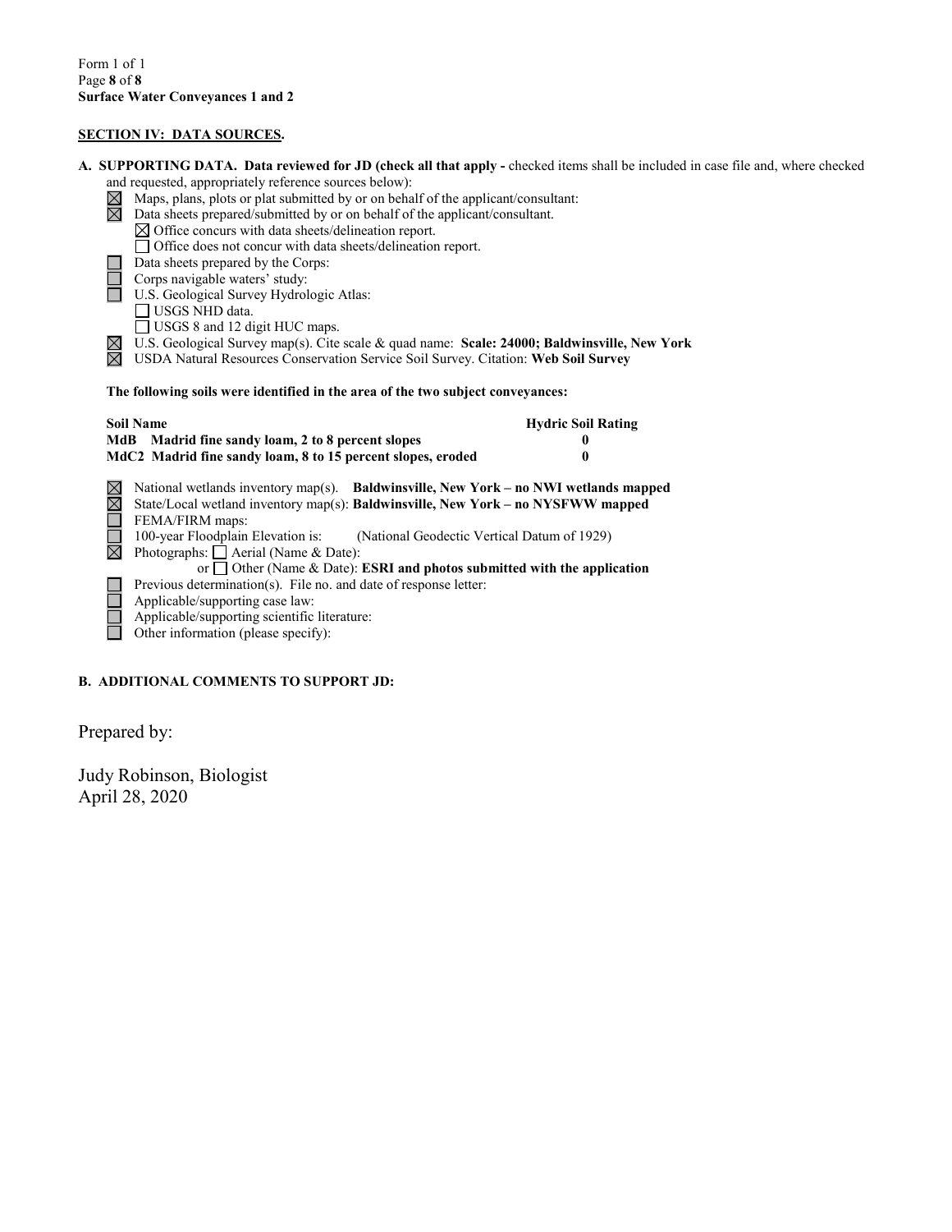Form 1 of 1
**Surface Water Conveyances 1 and 2**

**SECTION IV: DATA SOURCES.**

**A. SUPPORTING DATA. Data reviewed for JD (check all that apply -** checked items shall be included in case file and, where checked and requested, appropriately reference sources below):

- ☒ Maps, plans, plots or plat submitted by or on behalf of the applicant/consultant:
- ☒ Data sheets prepared/submitted by or on behalf of the applicant/consultant.
  - ☒ Office concurs with data sheets/delineation report.
  - ☐ Office does not concur with data sheets/delineation report.
- ☐ Data sheets prepared by the Corps:
- ☐ Corps navigable waters' study:
- ☐ U.S. Geological Survey Hydrologic Atlas:
  - ☐ USGS NHD data.
  - ☐ USGS 8 and 12 digit HUC maps.
- ☒ U.S. Geological Survey map(s). Cite scale & quad name: **Scale: 24000; Baldwinsville, New York**
- ☒ USDA Natural Resources Conservation Service Soil Survey. Citation: **Web Soil Survey**

**The following soils were identified in the area of the two subject conveyances:**

| Soil Name | Hydric Soil Rating |
|---|---|
| **MdB Madrid fine sandy loam, 2 to 8 percent slopes** | **0** |
| **MdC2 Madrid fine sandy loam, 8 to 15 percent slopes, eroded** | **0** |

- ☒ National wetlands inventory map(s). **Baldwinsville, New York – no NWI wetlands mapped**
- ☒ State/Local wetland inventory map(s): **Baldwinsville, New York – no NYSFWW mapped**
- ☐ FEMA/FIRM maps:
- ☐ 100-year Floodplain Elevation is: (National Geodectic Vertical Datum of 1929)
- ☒ Photographs: ☐ Aerial (Name & Date):
  - or ☐ Other (Name & Date): **ESRI and photos submitted with the application**
- ☐ Previous determination(s). File no. and date of response letter:
- ☐ Applicable/supporting case law:
- ☐ Applicable/supporting scientific literature:
- ☐ Other information (please specify):

**B. ADDITIONAL COMMENTS TO SUPPORT JD:**

Prepared by:

Judy Robinson, Biologist
April 28, 2020